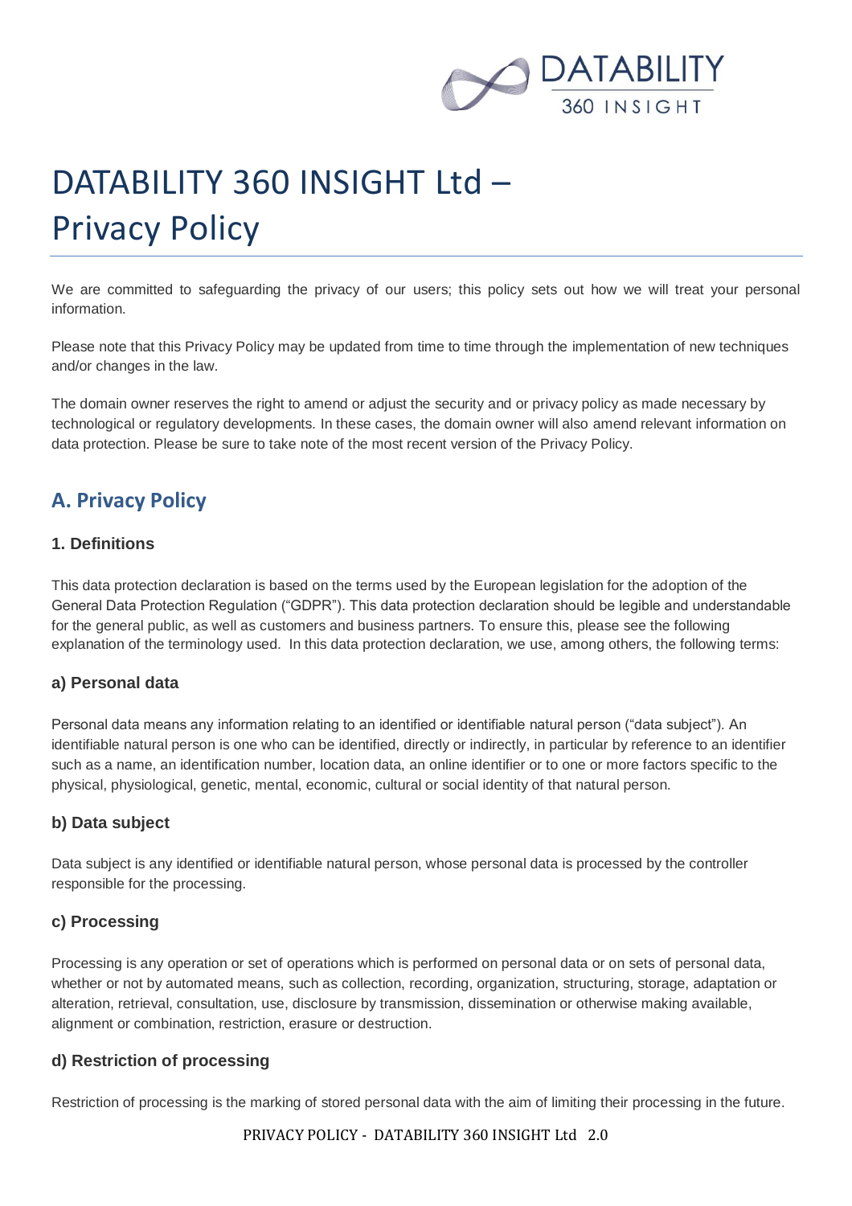# DATABILITY 360 INSIGHT Ltd – Privacy Policy

We are committed to safeguarding the privacy of our users; this policy sets out how we will treat your personal information.

Please note that this Privacy Policy may be updated from time to time through the implementation of new techniques and/or changes in the law.

The domain owner reserves the right to amend or adjust the security and or privacy policy as made necessary by technological or regulatory developments. In these cases, the domain owner will also amend relevant information on data protection. Please be sure to take note of the most recent version of the Privacy Policy.

## A. Privacy Policy

### 1. Definitions

This data protection declaration is based on the terms used by the European legislation for the adoption of the General Data Protection Regulation ("GDPR"). This data protection declaration should be legible and understandable for the general public, as well as customers and business partners. To ensure this, please see the following explanation of the terminology used. In this data protection declaration, we use, among others, the following terms:

### a) Personal data

Personal data means any information relating to an identified or identifiable natural person ("data subject"). An identifiable natural person is one who can be identified, directly or indirectly, in particular by reference to an identifier such as a name, an identification number, location data, an online identifier or to one or more factors specific to the physical, physiological, genetic, mental, economic, cultural or social identity of that natural person.

### b) Data subject

Data subject is any identified or identifiable natural person, whose personal data is processed by the controller responsible for the processing.

### c) Processing

Processing is any operation or set of operations which is performed on personal data or on sets of personal data, whether or not by automated means, such as collection, recording, organization, structuring, storage, adaptation or alteration, retrieval, consultation, use, disclosure by transmission, dissemination or otherwise making available, alignment or combination, restriction, erasure or destruction.

### d) Restriction of processing

Restriction of processing is the marking of stored personal data with the aim of limiting their processing in the future.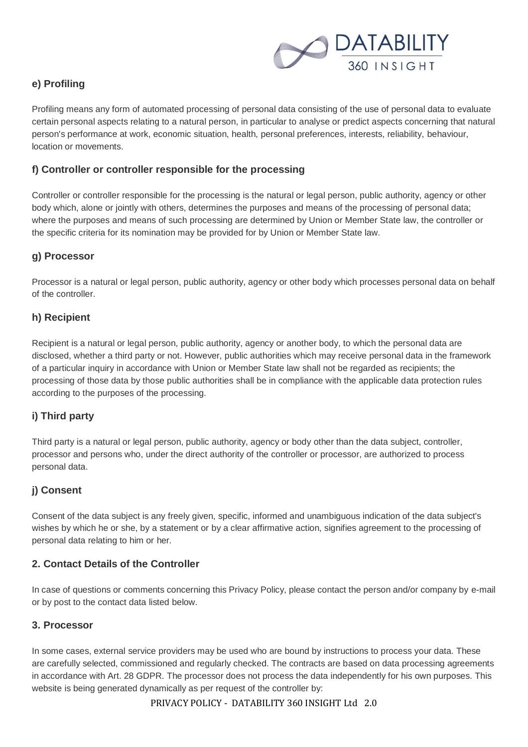### e) Profiling

Profiling means any form of automated processing of personal data consisting of the use of personal data to evaluate certain personal aspects relating to a natural person, in particular to analyse or predict aspects concerning that natural person's performance at work, economic situation, health, personal preferences, interests, reliability, behaviour, location or movements.

### f) Controller or controller responsible for the processing

Controller or controller responsible for the processing is the natural or legal person, public authority, agency or other body which, alone or jointly with others, determines the purposes and means of the processing of personal data; where the purposes and means of such processing are determined by Union or Member State law, the controller or the specific criteria for its nomination may be provided for by Union or Member State law.

### g) Processor

Processor is a natural or legal person, public authority, agency or other body which processes personal data on behalf of the controller.

### h) Recipient

Recipient is a natural or legal person, public authority, agency or another body, to which the personal data are disclosed, whether a third party or not. However, public authorities which may receive personal data in the framework of a particular inquiry in accordance with Union or Member State law shall not be regarded as recipients; the processing of those data by those public authorities shall be in compliance with the applicable data protection rules according to the purposes of the processing.

### i) Third party

Third party is a natural or legal person, public authority, agency or body other than the data subject, controller, processor and persons who, under the direct authority of the controller or processor, are authorized to process personal data.

### j) Consent

Consent of the data subject is any freely given, specific, informed and unambiguous indication of the data subject's wishes by which he or she, by a statement or by a clear affirmative action, signifies agreement to the processing of personal data relating to him or her.

## 2. Contact Details of the Controller

In case of questions or comments concerning this Privacy Policy, please contact the person and/or company by e-mail or by post to the contact data listed below.

## 3. Processor

In some cases, external service providers may be used who are bound by instructions to process your data. These are carefully selected, commissioned and regularly checked. The contracts are based on data processing agreements in accordance with Art. 28 GDPR. The processor does not process the data independently for his own purposes. This website is being generated dynamically as per request of the controller by: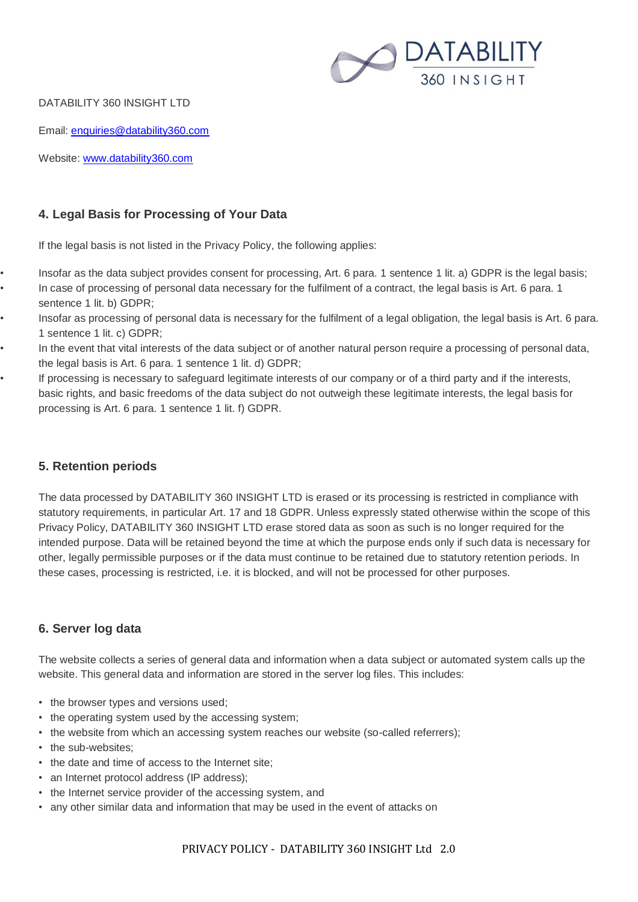DATABILITY 360 INSIGHT LTD

Email: [enquiries@datability360.com](mailto:enquiries@datability360.com)

Website: [www.datability360.com](http://www.datability360.com)

## 4. Legal Basis for Processing of Your Data

If the legal basis is not listed in the Privacy Policy, the following applies:

- Insofar as the data subject provides consent for processing, Art. 6 para. 1 sentence 1 lit. a) GDPR is the legal basis;
- In case of processing of personal data necessary for the fulfilment of a contract, the legal basis is Art. 6 para. 1 sentence 1 lit. b) GDPR;
- Insofar as processing of personal data is necessary for the fulfilment of a legal obligation, the legal basis is Art. 6 para. 1 sentence 1 lit. c) GDPR;
- In the event that vital interests of the data subject or of another natural person require a processing of personal data, the legal basis is Art. 6 para. 1 sentence 1 lit. d) GDPR;
- If processing is necessary to safeguard legitimate interests of our company or of a third party and if the interests, basic rights, and basic freedoms of the data subject do not outweigh these legitimate interests, the legal basis for processing is Art. 6 para. 1 sentence 1 lit. f) GDPR.

## 5. Retention periods

The data processed by DATABILITY 360 INSIGHT LTD is erased or its processing is restricted in compliance with statutory requirements, in particular Art. 17 and 18 GDPR. Unless expressly stated otherwise within the scope of this Privacy Policy, DATABILITY 360 INSIGHT LTD erase stored data as soon as such is no longer required for the intended purpose. Data will be retained beyond the time at which the purpose ends only if such data is necessary for other, legally permissible purposes or if the data must continue to be retained due to statutory retention periods. In these cases, processing is restricted, i.e. it is blocked, and will not be processed for other purposes.

## 6. Server log data

The website collects a series of general data and information when a data subject or automated system calls up the website. This general data and information are stored in the server log files. This includes:

- the browser types and versions used;
- the operating system used by the accessing system;
- the website from which an accessing system reaches our website (so-called referrers);
- the sub-websites;
- the date and time of access to the Internet site;
- an Internet protocol address (IP address);
- the Internet service provider of the accessing system, and
- any other similar data and information that may be used in the event of attacks on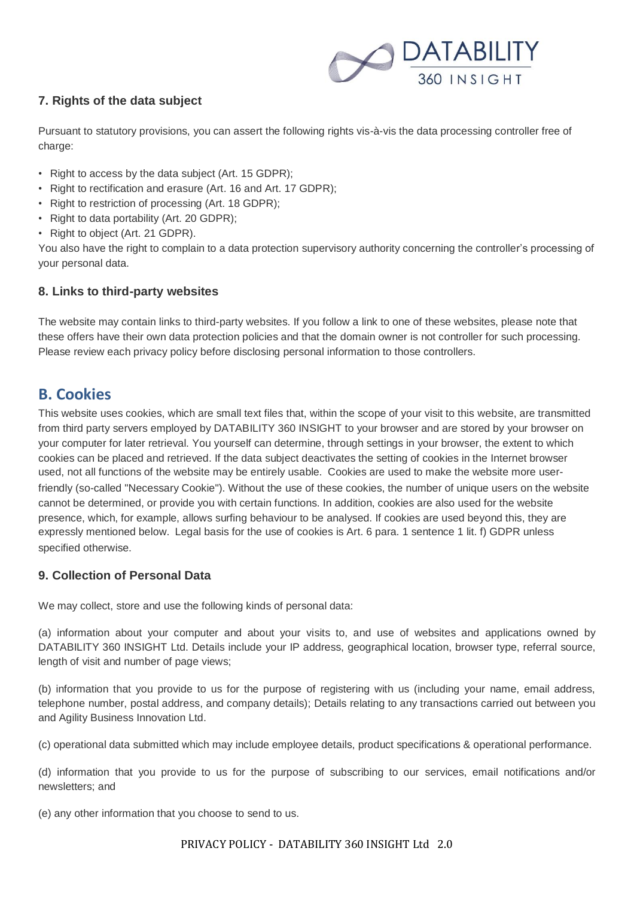### 7. Rights of the data subject

Pursuant to statutory provisions, you can assert the following rights vis-à-vis the data processing controller free of charge:

- Right to access by the data subject (Art. 15 GDPR);
- Right to rectification and erasure (Art. 16 and Art. 17 GDPR);
- Right to restriction of processing (Art. 18 GDPR);
- Right to data portability (Art. 20 GDPR);
- Right to object (Art. 21 GDPR).

You also have the right to complain to a data protection supervisory authority concerning the controller's processing of your personal data.

### 8. Links to third-party websites

The website may contain links to third-party websites. If you follow a link to one of these websites, please note that these offers have their own data protection policies and that the domain owner is not controller for such processing. Please review each privacy policy before disclosing personal information to those controllers.

## B. Cookies

This website uses cookies, which are small text files that, within the scope of your visit to this website, are transmitted from third party servers employed by DATABILITY 360 INSIGHT to your browser and are stored by your browser on your computer for later retrieval. You yourself can determine, through settings in your browser, the extent to which cookies can be placed and retrieved. If the data subject deactivates the setting of cookies in the Internet browser used, not all functions of the website may be entirely usable. Cookies are used to make the website more user-friendly (so-called "Necessary Cookie"). Without the use of these cookies, the number of unique users on the website cannot be determined, or provide you with certain functions. In addition, cookies are also used for the website presence, which, for example, allows surfing behaviour to be analysed. If cookies are used beyond this, they are expressly mentioned below. Legal basis for the use of cookies is Art. 6 para. 1 sentence 1 lit. f) GDPR unless specified otherwise.

### 9. Collection of Personal Data

We may collect, store and use the following kinds of personal data:

(a) information about your computer and about your visits to, and use of websites and applications owned by DATABILITY 360 INSIGHT Ltd. Details include your IP address, geographical location, browser type, referral source, length of visit and number of page views;

(b) information that you provide to us for the purpose of registering with us (including your name, email address, telephone number, postal address, and company details); Details relating to any transactions carried out between you and Agility Business Innovation Ltd.

(c) operational data submitted which may include employee details, product specifications & operational performance.

(d) information that you provide to us for the purpose of subscribing to our services, email notifications and/or newsletters; and

(e) any other information that you choose to send to us.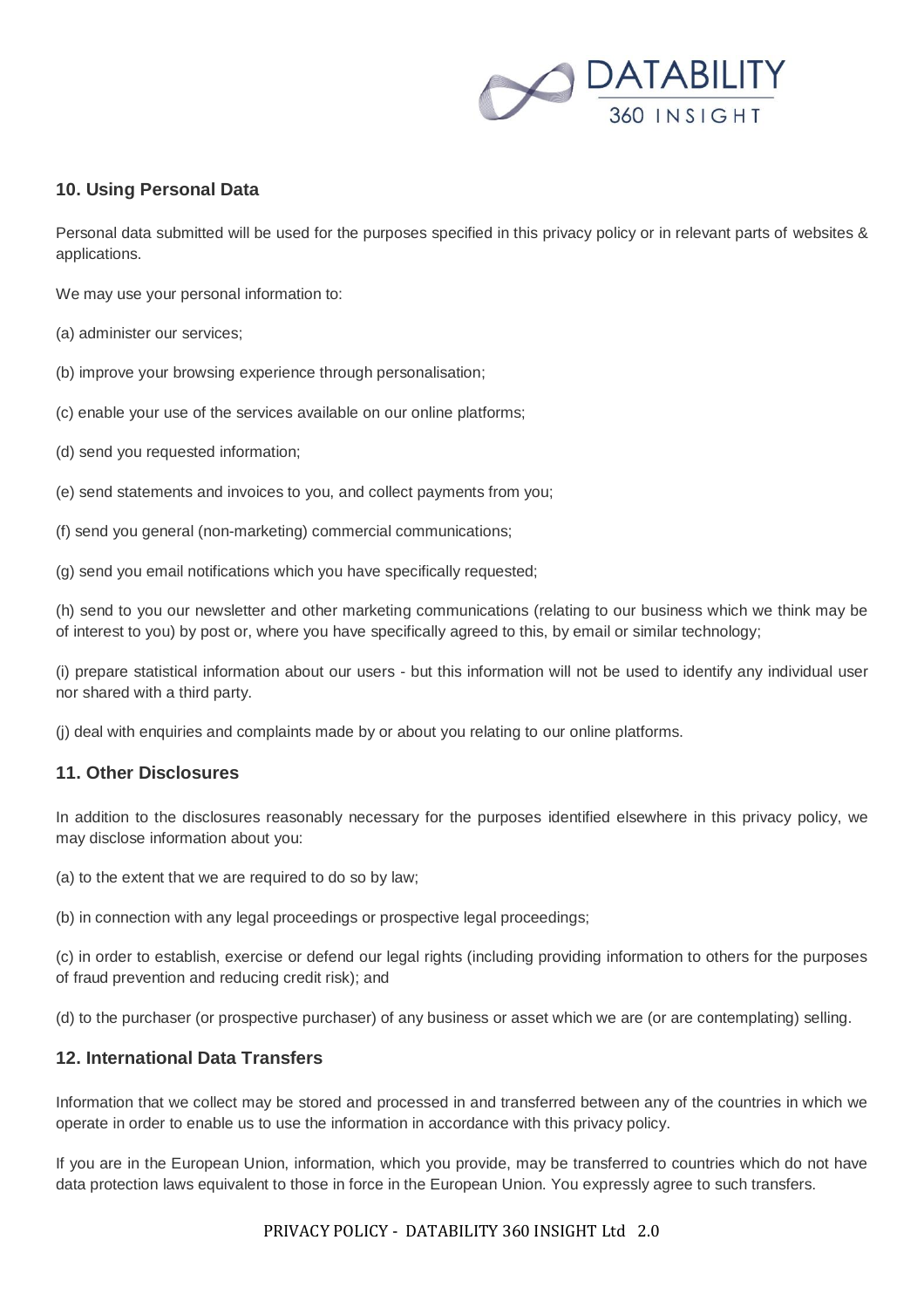## 10. Using Personal Data

Personal data submitted will be used for the purposes specified in this privacy policy or in relevant parts of websites & applications.

We may use your personal information to:

(a) administer our services;

(b) improve your browsing experience through personalisation;

(c) enable your use of the services available on our online platforms;

(d) send you requested information;

(e) send statements and invoices to you, and collect payments from you;

(f) send you general (non-marketing) commercial communications;

(g) send you email notifications which you have specifically requested;

(h) send to you our newsletter and other marketing communications (relating to our business which we think may be of interest to you) by post or, where you have specifically agreed to this, by email or similar technology;

(i) prepare statistical information about our users - but this information will not be used to identify any individual user nor shared with a third party.

(j) deal with enquiries and complaints made by or about you relating to our online platforms.

## 11. Other Disclosures

In addition to the disclosures reasonably necessary for the purposes identified elsewhere in this privacy policy, we may disclose information about you:

(a) to the extent that we are required to do so by law;

(b) in connection with any legal proceedings or prospective legal proceedings;

(c) in order to establish, exercise or defend our legal rights (including providing information to others for the purposes of fraud prevention and reducing credit risk); and

(d) to the purchaser (or prospective purchaser) of any business or asset which we are (or are contemplating) selling.

## 12. International Data Transfers

Information that we collect may be stored and processed in and transferred between any of the countries in which we operate in order to enable us to use the information in accordance with this privacy policy.

If you are in the European Union, information, which you provide, may be transferred to countries which do not have data protection laws equivalent to those in force in the European Union. You expressly agree to such transfers.